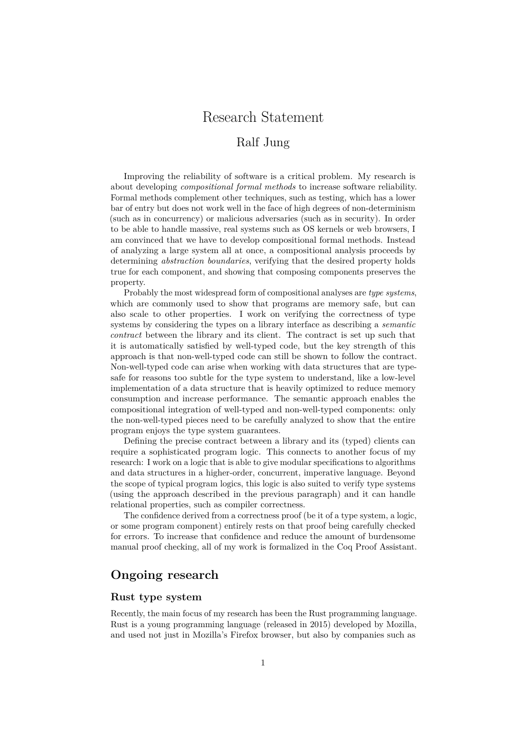# Research Statement

Ralf Jung

Improving the reliability of software is a critical problem. My research is about developing *compositional formal methods* to increase software reliability. Formal methods complement other techniques, such as testing, which has a lower bar of entry but does not work well in the face of high degrees of non-determinism (such as in concurrency) or malicious adversaries (such as in security). In order to be able to handle massive, real systems such as OS kernels or web browsers, I am convinced that we have to develop compositional formal methods. Instead of analyzing a large system all at once, a compositional analysis proceeds by determining *abstraction boundaries*, verifying that the desired property holds true for each component, and showing that composing components preserves the property.

Probably the most widespread form of compositional analyses are *type systems*, which are commonly used to show that programs are memory safe, but can also scale to other properties. I work on verifying the correctness of type systems by considering the types on a library interface as describing a *semantic contract* between the library and its client. The contract is set up such that it is automatically satisfied by well-typed code, but the key strength of this approach is that non-well-typed code can still be shown to follow the contract. Non-well-typed code can arise when working with data structures that are type-safe for reasons too subtle for the type system to understand, like a low-level implementation of a data structure that is heavily optimized to reduce memory consumption and increase performance. The semantic approach enables the compositional integration of well-typed and non-well-typed components: only the non-well-typed pieces need to be carefully analyzed to show that the entire program enjoys the type system guarantees.

Defining the precise contract between a library and its (typed) clients can require a sophisticated program logic. This connects to another focus of my research: I work on a logic that is able to give modular specifications to algorithms and data structures in a higher-order, concurrent, imperative language. Beyond the scope of typical program logics, this logic is also suited to verify type systems (using the approach described in the previous paragraph) and it can handle relational properties, such as compiler correctness.

The confidence derived from a correctness proof (be it of a type system, a logic, or some program component) entirely rests on that proof being carefully checked for errors. To increase that confidence and reduce the amount of burdensome manual proof checking, all of my work is formalized in the Coq Proof Assistant.

## Ongoing research

### Rust type system

Recently, the main focus of my research has been the Rust programming language. Rust is a young programming language (released in 2015) developed by Mozilla, and used not just in Mozilla's Firefox browser, but also by companies such as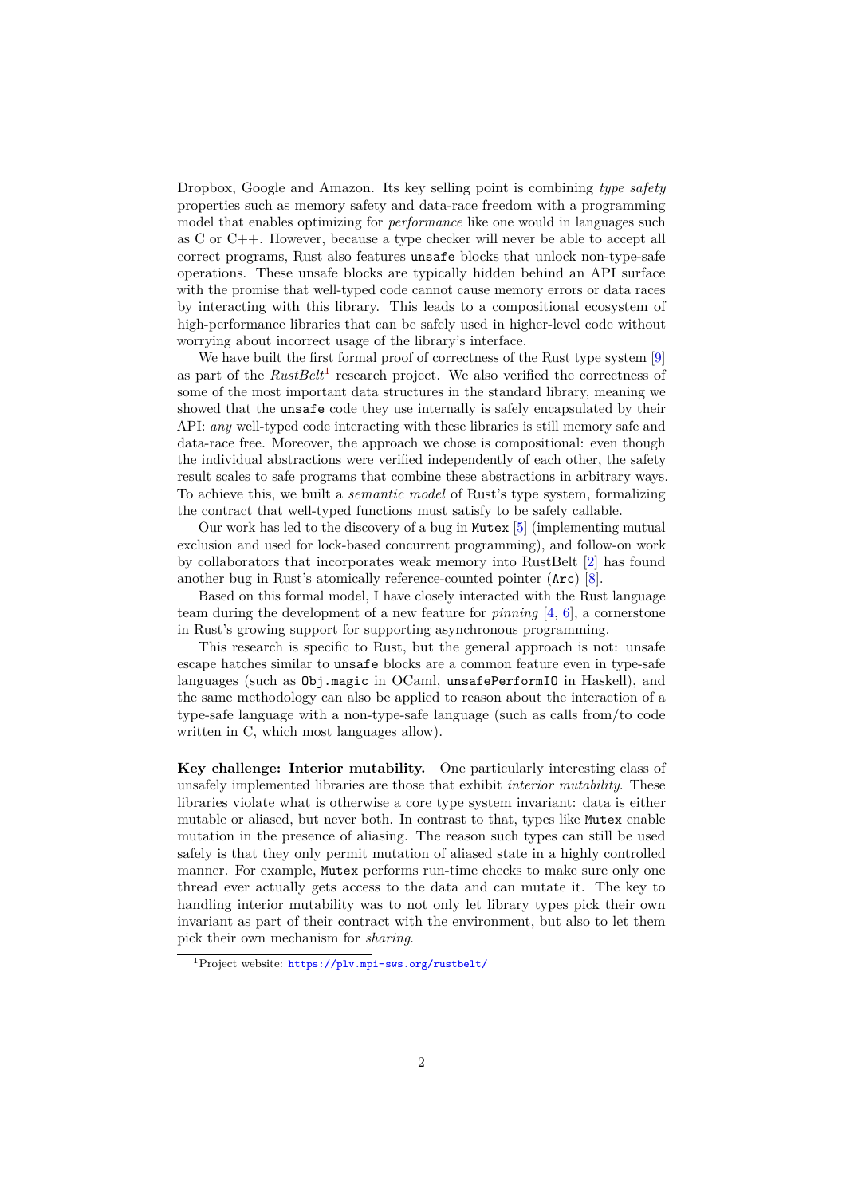Dropbox, Google and Amazon. Its key selling point is combining *type safety* properties such as memory safety and data-race freedom with a programming model that enables optimizing for *performance* like one would in languages such as C or C++. However, because a type checker will never be able to accept all correct programs, Rust also features `unsafe` blocks that unlock non-type-safe operations. These unsafe blocks are typically hidden behind an API surface with the promise that well-typed code cannot cause memory errors or data races by interacting with this library. This leads to a compositional ecosystem of high-performance libraries that can be safely used in higher-level code without worrying about incorrect usage of the library's interface.

We have built the first formal proof of correctness of the Rust type system [9] as part of the *RustBelt*[1] research project. We also verified the correctness of some of the most important data structures in the standard library, meaning we showed that the `unsafe` code they use internally is safely encapsulated by their API: *any* well-typed code interacting with these libraries is still memory safe and data-race free. Moreover, the approach we chose is compositional: even though the individual abstractions were verified independently of each other, the safety result scales to safe programs that combine these abstractions in arbitrary ways. To achieve this, we built a *semantic model* of Rust's type system, formalizing the contract that well-typed functions must satisfy to be safely callable.

Our work has led to the discovery of a bug in `Mutex` [5] (implementing mutual exclusion and used for lock-based concurrent programming), and follow-on work by collaborators that incorporates weak memory into RustBelt [2] has found another bug in Rust's atomically reference-counted pointer (`Arc`) [8].

Based on this formal model, I have closely interacted with the Rust language team during the development of a new feature for *pinning* [4, 6], a cornerstone in Rust's growing support for supporting asynchronous programming.

This research is specific to Rust, but the general approach is not: unsafe escape hatches similar to `unsafe` blocks are a common feature even in type-safe languages (such as `Obj.magic` in OCaml, `unsafePerformIO` in Haskell), and the same methodology can also be applied to reason about the interaction of a type-safe language with a non-type-safe language (such as calls from/to code written in C, which most languages allow).

**Key challenge: Interior mutability.** One particularly interesting class of unsafely implemented libraries are those that exhibit *interior mutability*. These libraries violate what is otherwise a core type system invariant: data is either mutable or aliased, but never both. In contrast to that, types like `Mutex` enable mutation in the presence of aliasing. The reason such types can still be used safely is that they only permit mutation of aliased state in a highly controlled manner. For example, `Mutex` performs run-time checks to make sure only one thread ever actually gets access to the data and can mutate it. The key to handling interior mutability was to not only let library types pick their own invariant as part of their contract with the environment, but also to let them pick their own mechanism for *sharing*.

[1] Project website: https://plv.mpi-sws.org/rustbelt/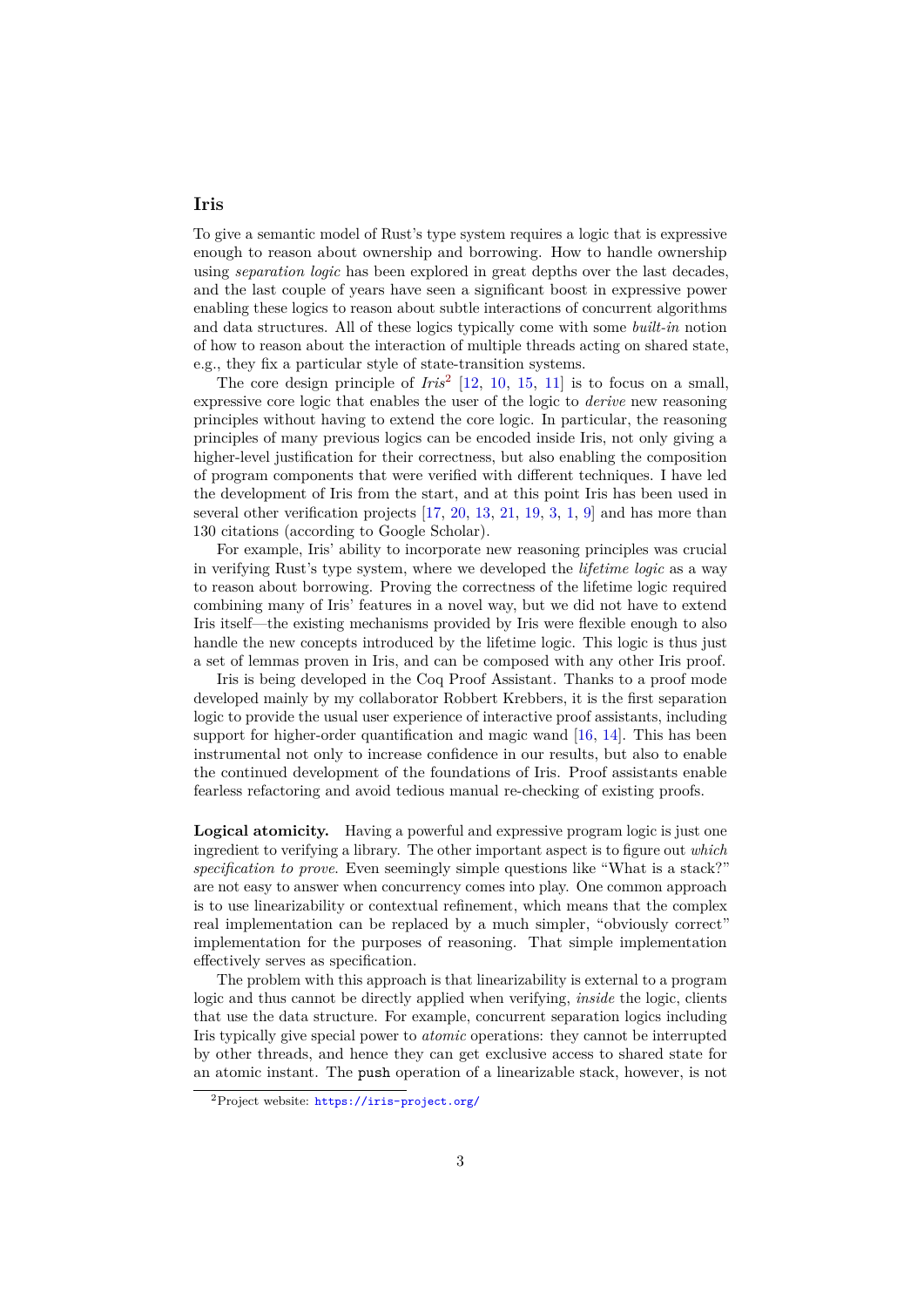## Iris

To give a semantic model of Rust's type system requires a logic that is expressive enough to reason about ownership and borrowing. How to handle ownership using *separation logic* has been explored in great depths over the last decades, and the last couple of years have seen a significant boost in expressive power enabling these logics to reason about subtle interactions of concurrent algorithms and data structures. All of these logics typically come with some *built-in* notion of how to reason about the interaction of multiple threads acting on shared state, e.g., they fix a particular style of state-transition systems.

The core design principle of *Iris*[2] [12, 10, 15, 11] is to focus on a small, expressive core logic that enables the user of the logic to *derive* new reasoning principles without having to extend the core logic. In particular, the reasoning principles of many previous logics can be encoded inside Iris, not only giving a higher-level justification for their correctness, but also enabling the composition of program components that were verified with different techniques. I have led the development of Iris from the start, and at this point Iris has been used in several other verification projects [17, 20, 13, 21, 19, 3, 1, 9] and has more than 130 citations (according to Google Scholar).

For example, Iris' ability to incorporate new reasoning principles was crucial in verifying Rust's type system, where we developed the *lifetime logic* as a way to reason about borrowing. Proving the correctness of the lifetime logic required combining many of Iris' features in a novel way, but we did not have to extend Iris itself—the existing mechanisms provided by Iris were flexible enough to also handle the new concepts introduced by the lifetime logic. This logic is thus just a set of lemmas proven in Iris, and can be composed with any other Iris proof.

Iris is being developed in the Coq Proof Assistant. Thanks to a proof mode developed mainly by my collaborator Robbert Krebbers, it is the first separation logic to provide the usual user experience of interactive proof assistants, including support for higher-order quantification and magic wand [16, 14]. This has been instrumental not only to increase confidence in our results, but also to enable the continued development of the foundations of Iris. Proof assistants enable fearless refactoring and avoid tedious manual re-checking of existing proofs.

**Logical atomicity.** Having a powerful and expressive program logic is just one ingredient to verifying a library. The other important aspect is to figure out *which specification to prove*. Even seemingly simple questions like "What is a stack?" are not easy to answer when concurrency comes into play. One common approach is to use linearizability or contextual refinement, which means that the complex real implementation can be replaced by a much simpler, "obviously correct" implementation for the purposes of reasoning. That simple implementation effectively serves as specification.

The problem with this approach is that linearizability is external to a program logic and thus cannot be directly applied when verifying, *inside* the logic, clients that use the data structure. For example, concurrent separation logics including Iris typically give special power to *atomic* operations: they cannot be interrupted by other threads, and hence they can get exclusive access to shared state for an atomic instant. The `push` operation of a linearizable stack, however, is not

[2] Project website: https://iris-project.org/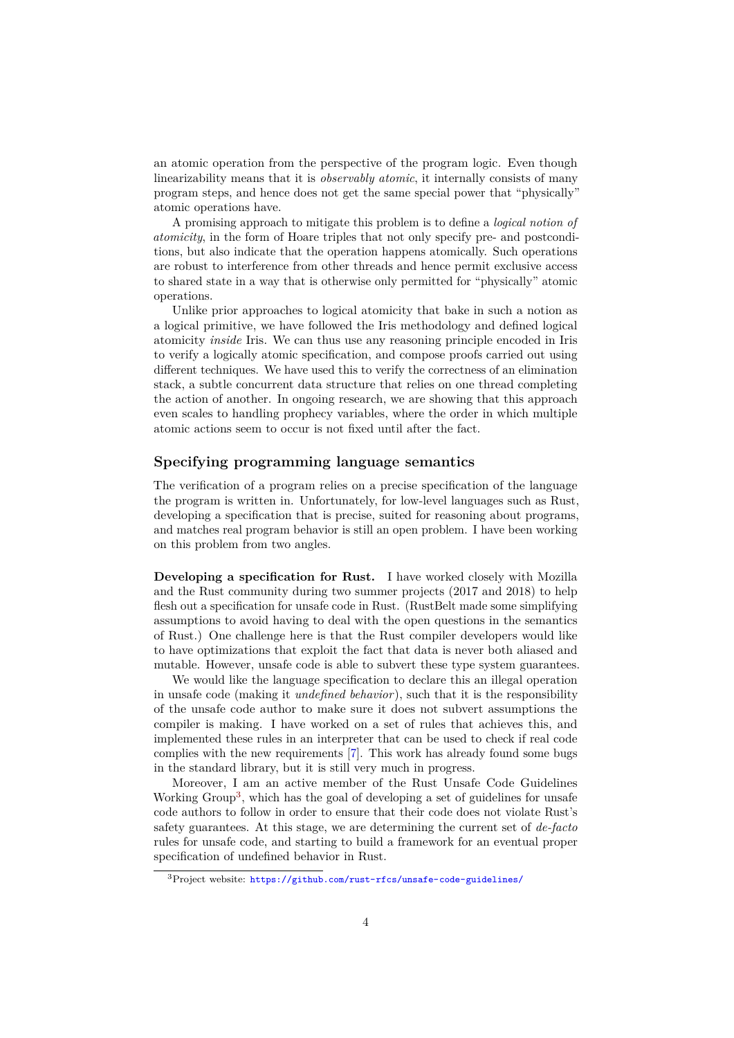an atomic operation from the perspective of the program logic. Even though linearizability means that it is *observably atomic*, it internally consists of many program steps, and hence does not get the same special power that "physically" atomic operations have.

A promising approach to mitigate this problem is to define a *logical notion of atomicity*, in the form of Hoare triples that not only specify pre- and postconditions, but also indicate that the operation happens atomically. Such operations are robust to interference from other threads and hence permit exclusive access to shared state in a way that is otherwise only permitted for "physically" atomic operations.

Unlike prior approaches to logical atomicity that bake in such a notion as a logical primitive, we have followed the Iris methodology and defined logical atomicity *inside* Iris. We can thus use any reasoning principle encoded in Iris to verify a logically atomic specification, and compose proofs carried out using different techniques. We have used this to verify the correctness of an elimination stack, a subtle concurrent data structure that relies on one thread completing the action of another. In ongoing research, we are showing that this approach even scales to handling prophecy variables, where the order in which multiple atomic actions seem to occur is not fixed until after the fact.

## Specifying programming language semantics

The verification of a program relies on a precise specification of the language the program is written in. Unfortunately, for low-level languages such as Rust, developing a specification that is precise, suited for reasoning about programs, and matches real program behavior is still an open problem. I have been working on this problem from two angles.

**Developing a specification for Rust.** I have worked closely with Mozilla and the Rust community during two summer projects (2017 and 2018) to help flesh out a specification for unsafe code in Rust. (RustBelt made some simplifying assumptions to avoid having to deal with the open questions in the semantics of Rust.) One challenge here is that the Rust compiler developers would like to have optimizations that exploit the fact that data is never both aliased and mutable. However, unsafe code is able to subvert these type system guarantees.

We would like the language specification to declare this an illegal operation in unsafe code (making it *undefined behavior*), such that it is the responsibility of the unsafe code author to make sure it does not subvert assumptions the compiler is making. I have worked on a set of rules that achieves this, and implemented these rules in an interpreter that can be used to check if real code complies with the new requirements [7]. This work has already found some bugs in the standard library, but it is still very much in progress.

Moreover, I am an active member of the Rust Unsafe Code Guidelines Working Group[3], which has the goal of developing a set of guidelines for unsafe code authors to follow in order to ensure that their code does not violate Rust's safety guarantees. At this stage, we are determining the current set of *de-facto* rules for unsafe code, and starting to build a framework for an eventual proper specification of undefined behavior in Rust.

[3] Project website: https://github.com/rust-rfcs/unsafe-code-guidelines/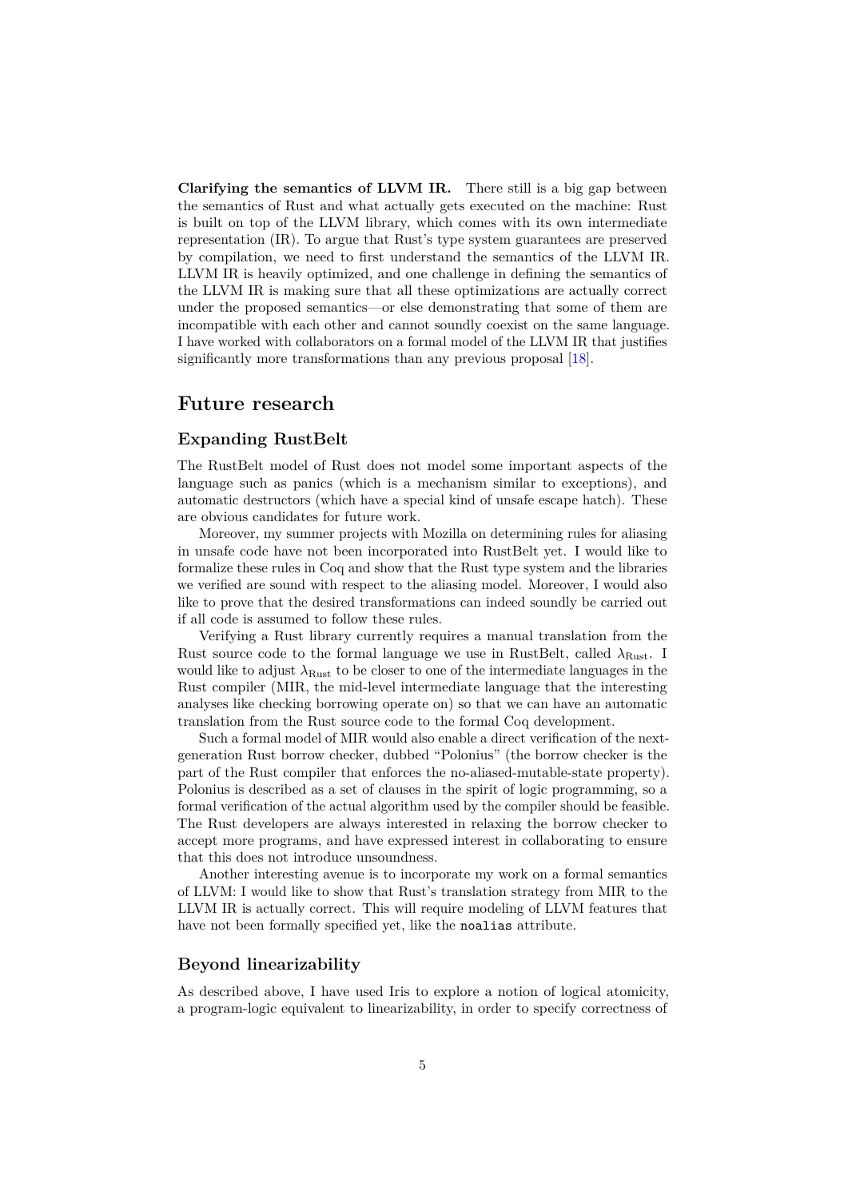**Clarifying the semantics of LLVM IR.** There still is a big gap between the semantics of Rust and what actually gets executed on the machine: Rust is built on top of the LLVM library, which comes with its own intermediate representation (IR). To argue that Rust's type system guarantees are preserved by compilation, we need to first understand the semantics of the LLVM IR. LLVM IR is heavily optimized, and one challenge in defining the semantics of the LLVM IR is making sure that all these optimizations are actually correct under the proposed semantics—or else demonstrating that some of them are incompatible with each other and cannot soundly coexist on the same language. I have worked with collaborators on a formal model of the LLVM IR that justifies significantly more transformations than any previous proposal [18].

## Future research

### Expanding RustBelt

The RustBelt model of Rust does not model some important aspects of the language such as panics (which is a mechanism similar to exceptions), and automatic destructors (which have a special kind of unsafe escape hatch). These are obvious candidates for future work.

Moreover, my summer projects with Mozilla on determining rules for aliasing in unsafe code have not been incorporated into RustBelt yet. I would like to formalize these rules in Coq and show that the Rust type system and the libraries we verified are sound with respect to the aliasing model. Moreover, I would also like to prove that the desired transformations can indeed soundly be carried out if all code is assumed to follow these rules.

Verifying a Rust library currently requires a manual translation from the Rust source code to the formal language we use in RustBelt, called $\lambda_{\text{Rust}}$. I would like to adjust $\lambda_{\text{Rust}}$ to be closer to one of the intermediate languages in the Rust compiler (MIR, the mid-level intermediate language that the interesting analyses like checking borrowing operate on) so that we can have an automatic translation from the Rust source code to the formal Coq development.

Such a formal model of MIR would also enable a direct verification of the next-generation Rust borrow checker, dubbed "Polonius" (the borrow checker is the part of the Rust compiler that enforces the no-aliased-mutable-state property). Polonius is described as a set of clauses in the spirit of logic programming, so a formal verification of the actual algorithm used by the compiler should be feasible. The Rust developers are always interested in relaxing the borrow checker to accept more programs, and have expressed interest in collaborating to ensure that this does not introduce unsoundness.

Another interesting avenue is to incorporate my work on a formal semantics of LLVM: I would like to show that Rust's translation strategy from MIR to the LLVM IR is actually correct. This will require modeling of LLVM features that have not been formally specified yet, like the `noalias` attribute.

### Beyond linearizability

As described above, I have used Iris to explore a notion of logical atomicity, a program-logic equivalent to linearizability, in order to specify correctness of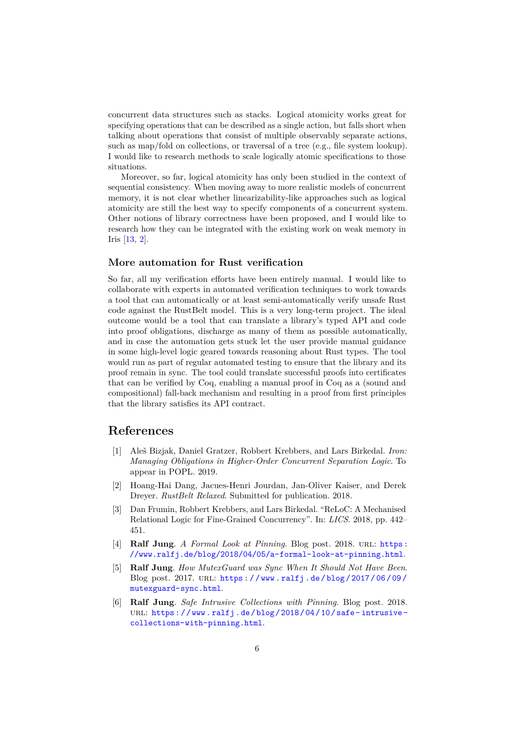concurrent data structures such as stacks. Logical atomicity works great for specifying operations that can be described as a single action, but falls short when talking about operations that consist of multiple observably separate actions, such as map/fold on collections, or traversal of a tree (e.g., file system lookup). I would like to research methods to scale logically atomic specifications to those situations.

Moreover, so far, logical atomicity has only been studied in the context of sequential consistency. When moving away to more realistic models of concurrent memory, it is not clear whether linearizability-like approaches such as logical atomicity are still the best way to specify components of a concurrent system. Other notions of library correctness have been proposed, and I would like to research how they can be integrated with the existing work on weak memory in Iris [13, 2].

### More automation for Rust verification

So far, all my verification efforts have been entirely manual. I would like to collaborate with experts in automated verification techniques to work towards a tool that can automatically or at least semi-automatically verify unsafe Rust code against the RustBelt model. This is a very long-term project. The ideal outcome would be a tool that can translate a library's typed API and code into proof obligations, discharge as many of them as possible automatically, and in case the automation gets stuck let the user provide manual guidance in some high-level logic geared towards reasoning about Rust types. The tool would run as part of regular automated testing to ensure that the library and its proof remain in sync. The tool could translate successful proofs into certificates that can be verified by Coq, enabling a manual proof in Coq as a (sound and compositional) fall-back mechanism and resulting in a proof from first principles that the library satisfies its API contract.

## References

[1] Aleš Bizjak, Daniel Gratzer, Robbert Krebbers, and Lars Birkedal. *Iron: Managing Obligations in Higher-Order Concurrent Separation Logic*. To appear in POPL. 2019.

[2] Hoang-Hai Dang, Jacues-Henri Jourdan, Jan-Oliver Kaiser, and Derek Dreyer. *RustBelt Relaxed*. Submitted for publication. 2018.

[3] Dan Frumin, Robbert Krebbers, and Lars Birkedal. "ReLoC: A Mechanised Relational Logic for Fine-Grained Concurrency". In: *LICS*. 2018, pp. 442–451.

[4] **Ralf Jung**. *A Formal Look at Pinning*. Blog post. 2018. URL: https://www.ralfj.de/blog/2018/04/05/a-formal-look-at-pinning.html.

[5] **Ralf Jung**. *How MutexGuard was Sync When It Should Not Have Been*. Blog post. 2017. URL: https://www.ralfj.de/blog/2017/06/09/mutexguard-sync.html.

[6] **Ralf Jung**. *Safe Intrusive Collections with Pinning*. Blog post. 2018. URL: https://www.ralfj.de/blog/2018/04/10/safe-intrusive-collections-with-pinning.html.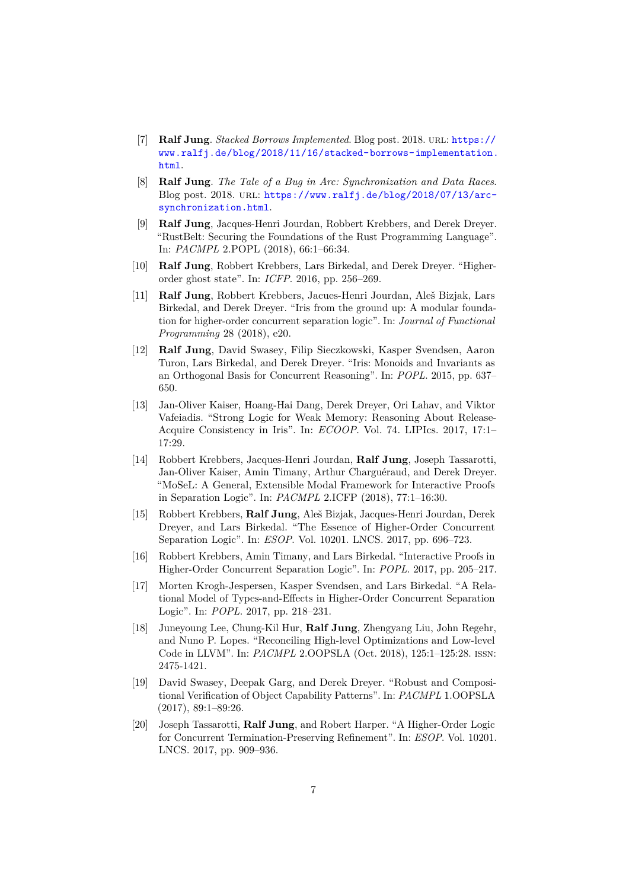[7] **Ralf Jung**. *Stacked Borrows Implemented*. Blog post. 2018. URL: https://www.ralfj.de/blog/2018/11/16/stacked-borrows-implementation.html.

[8] **Ralf Jung**. *The Tale of a Bug in Arc: Synchronization and Data Races*. Blog post. 2018. URL: https://www.ralfj.de/blog/2018/07/13/arc-synchronization.html.

[9] **Ralf Jung**, Jacques-Henri Jourdan, Robbert Krebbers, and Derek Dreyer. "RustBelt: Securing the Foundations of the Rust Programming Language". In: *PACMPL* 2.POPL (2018), 66:1–66:34.

[10] **Ralf Jung**, Robbert Krebbers, Lars Birkedal, and Derek Dreyer. "Higher-order ghost state". In: *ICFP*. 2016, pp. 256–269.

[11] **Ralf Jung**, Robbert Krebbers, Jacues-Henri Jourdan, Aleš Bizjak, Lars Birkedal, and Derek Dreyer. "Iris from the ground up: A modular foundation for higher-order concurrent separation logic". In: *Journal of Functional Programming* 28 (2018), e20.

[12] **Ralf Jung**, David Swasey, Filip Sieczkowski, Kasper Svendsen, Aaron Turon, Lars Birkedal, and Derek Dreyer. "Iris: Monoids and Invariants as an Orthogonal Basis for Concurrent Reasoning". In: *POPL*. 2015, pp. 637–650.

[13] Jan-Oliver Kaiser, Hoang-Hai Dang, Derek Dreyer, Ori Lahav, and Viktor Vafeiadis. "Strong Logic for Weak Memory: Reasoning About Release-Acquire Consistency in Iris". In: *ECOOP*. Vol. 74. LIPIcs. 2017, 17:1–17:29.

[14] Robbert Krebbers, Jacques-Henri Jourdan, **Ralf Jung**, Joseph Tassarotti, Jan-Oliver Kaiser, Amin Timany, Arthur Charguéraud, and Derek Dreyer. "MoSeL: A General, Extensible Modal Framework for Interactive Proofs in Separation Logic". In: *PACMPL* 2.ICFP (2018), 77:1–16:30.

[15] Robbert Krebbers, **Ralf Jung**, Aleš Bizjak, Jacques-Henri Jourdan, Derek Dreyer, and Lars Birkedal. "The Essence of Higher-Order Concurrent Separation Logic". In: *ESOP*. Vol. 10201. LNCS. 2017, pp. 696–723.

[16] Robbert Krebbers, Amin Timany, and Lars Birkedal. "Interactive Proofs in Higher-Order Concurrent Separation Logic". In: *POPL*. 2017, pp. 205–217.

[17] Morten Krogh-Jespersen, Kasper Svendsen, and Lars Birkedal. "A Relational Model of Types-and-Effects in Higher-Order Concurrent Separation Logic". In: *POPL*. 2017, pp. 218–231.

[18] Juneyoung Lee, Chung-Kil Hur, **Ralf Jung**, Zhengyang Liu, John Regehr, and Nuno P. Lopes. "Reconciling High-level Optimizations and Low-level Code in LLVM". In: *PACMPL* 2.OOPSLA (Oct. 2018), 125:1–125:28. ISSN: 2475-1421.

[19] David Swasey, Deepak Garg, and Derek Dreyer. "Robust and Compositional Verification of Object Capability Patterns". In: *PACMPL* 1.OOPSLA (2017), 89:1–89:26.

[20] Joseph Tassarotti, **Ralf Jung**, and Robert Harper. "A Higher-Order Logic for Concurrent Termination-Preserving Refinement". In: *ESOP*. Vol. 10201. LNCS. 2017, pp. 909–936.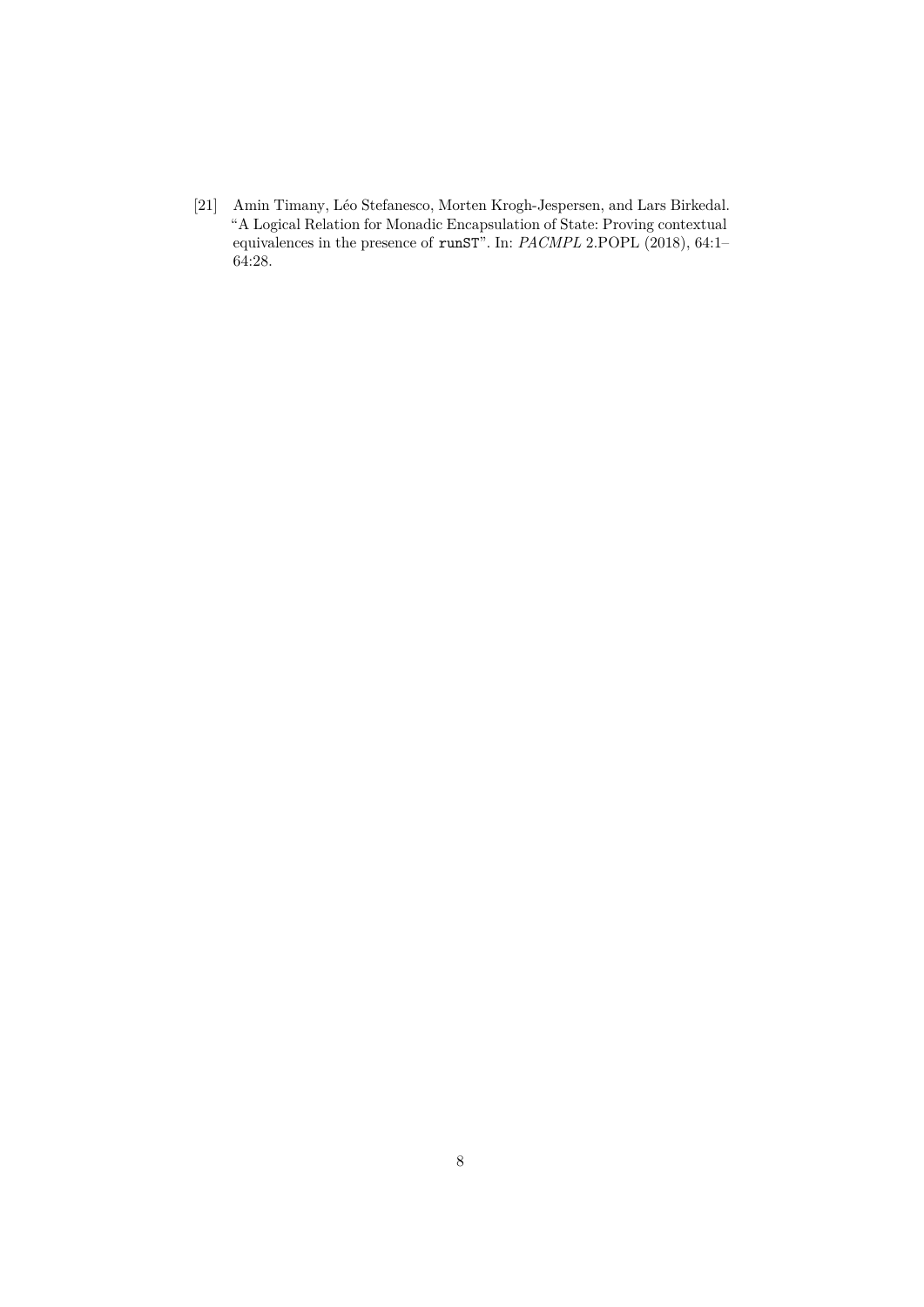[21] Amin Timany, Léo Stefanesco, Morten Krogh-Jespersen, and Lars Birkedal. "A Logical Relation for Monadic Encapsulation of State: Proving contextual equivalences in the presence of `runST`". In: *PACMPL* 2.POPL (2018), 64:1–64:28.